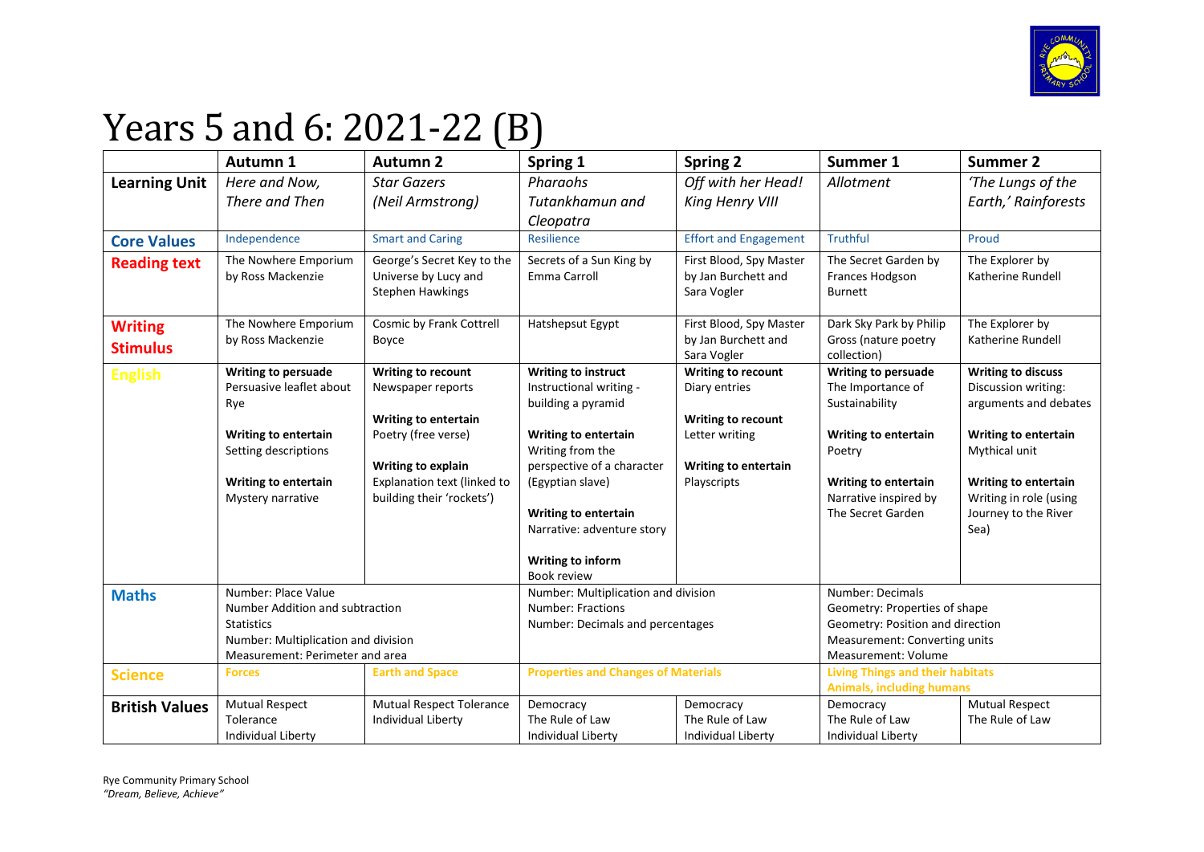# Years 5 and 6: 2021-22 (B)

| | Autumn 1 | Autumn 2 | Spring 1 | Spring 2 | Summer 1 | Summer 2 |
|---|---|---|---|---|---|---|
| **Learning Unit** | *Here and Now, There and Then* | *Star Gazers (Neil Armstrong)* | *Pharaohs Tutankhamun and Cleopatra* | *Off with her Head! King Henry VIII* | *Allotment* | *'The Lungs of the Earth,' Rainforests* |
| **Core Values** | Independence | Smart and Caring | Resilience | Effort and Engagement | Truthful | Proud |
| **Reading text** | The Nowhere Emporium by Ross Mackenzie | George's Secret Key to the Universe by Lucy and Stephen Hawkings | Secrets of a Sun King by Emma Carroll | First Blood, Spy Master by Jan Burchett and Sara Vogler | The Secret Garden by Frances Hodgson Burnett | The Explorer by Katherine Rundell |
| **Writing Stimulus** | The Nowhere Emporium by Ross Mackenzie | Cosmic by Frank Cottrell Boyce | Hatshepsut Egypt | First Blood, Spy Master by Jan Burchett and Sara Vogler | Dark Sky Park by Philip Gross (nature poetry collection) | The Explorer by Katherine Rundell |
| **English** | **Writing to persuade** Persuasive leaflet about Rye<br><br>**Writing to entertain** Setting descriptions<br><br>**Writing to entertain** Mystery narrative | **Writing to recount** Newspaper reports<br><br>**Writing to entertain** Poetry (free verse)<br><br>**Writing to explain** Explanation text (linked to building their 'rockets') | **Writing to instruct** Instructional writing - building a pyramid<br><br>**Writing to entertain** Writing from the perspective of a character (Egyptian slave)<br><br>**Writing to entertain** Narrative: adventure story<br><br>**Writing to inform** Book review | **Writing to recount** Diary entries<br><br>**Writing to recount** Letter writing<br><br>**Writing to entertain** Playscripts | **Writing to persuade** The Importance of Sustainability<br><br>**Writing to entertain** Poetry<br><br>**Writing to entertain** Narrative inspired by The Secret Garden | **Writing to discuss** Discussion writing: arguments and debates<br><br>**Writing to entertain** Mythical unit<br><br>**Writing to entertain** Writing in role (using Journey to the River Sea) |
| **Maths** | Number: Place Value<br>Number Addition and subtraction<br>Statistics<br>Number: Multiplication and division<br>Measurement: Perimeter and area | | Number: Multiplication and division<br>Number: Fractions<br>Number: Decimals and percentages | | Number: Decimals<br>Geometry: Properties of shape<br>Geometry: Position and direction<br>Measurement: Converting units<br>Measurement: Volume | |
| **Science** | **Forces** | **Earth and Space** | **Properties and Changes of Materials** | | **Living Things and their habitats**<br>**Animals, including humans** | |
| **British Values** | Mutual Respect<br>Tolerance<br>Individual Liberty | Mutual Respect Tolerance<br>Individual Liberty | Democracy<br>The Rule of Law<br>Individual Liberty | Democracy<br>The Rule of Law<br>Individual Liberty | Democracy<br>The Rule of Law<br>Individual Liberty | Mutual Respect<br>The Rule of Law |

Rye Community Primary School
*"Dream, Believe, Achieve"*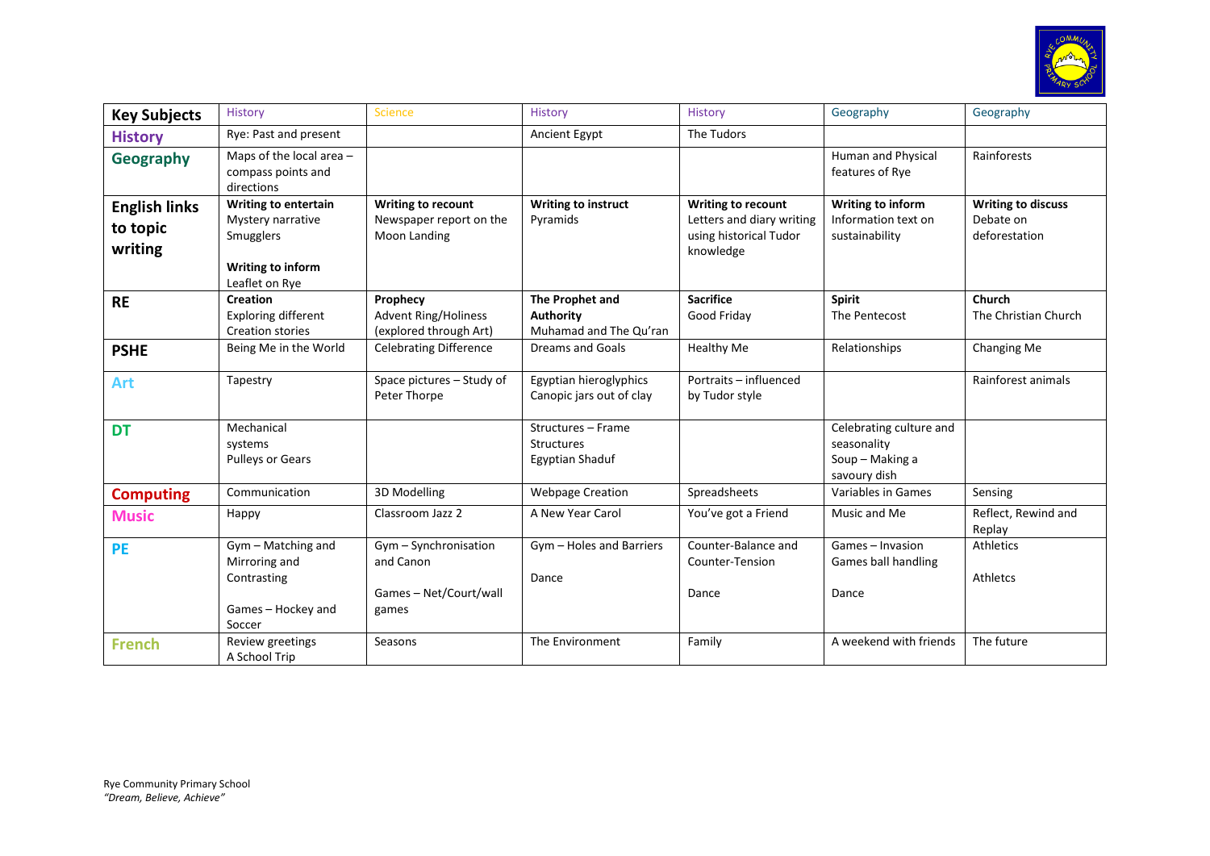| Key Subjects | History | Science | History | History | Geography | Geography |
|---|---|---|---|---|---|---|
| **History** | Rye: Past and present | | Ancient Egypt | The Tudors | | |
| **Geography** | Maps of the local area – compass points and directions | | | | Human and Physical features of Rye | Rainforests |
| **English links to topic writing** | **Writing to entertain** Mystery narrative Smugglers<br><br>**Writing to inform** Leaflet on Rye | **Writing to recount** Newspaper report on the Moon Landing | **Writing to instruct** Pyramids | **Writing to recount** Letters and diary writing using historical Tudor knowledge | **Writing to inform** Information text on sustainability | **Writing to discuss** Debate on deforestation |
| **RE** | **Creation** Exploring different Creation stories | **Prophecy** Advent Ring/Holiness (explored through Art) | **The Prophet and Authority** Muhamad and The Qu'ran | **Sacrifice** Good Friday | **Spirit** The Pentecost | **Church** The Christian Church |
| **PSHE** | Being Me in the World | Celebrating Difference | Dreams and Goals | Healthy Me | Relationships | Changing Me |
| **Art** | Tapestry | Space pictures – Study of Peter Thorpe | Egyptian hieroglyphics Canopic jars out of clay | Portraits – influenced by Tudor style | | Rainforest animals |
| **DT** | Mechanical systems Pulleys or Gears | | Structures – Frame Structures Egyptian Shaduf | | Celebrating culture and seasonality Soup – Making a savoury dish | |
| **Computing** | Communication | 3D Modelling | Webpage Creation | Spreadsheets | Variables in Games | Sensing |
| **Music** | Happy | Classroom Jazz 2 | A New Year Carol | You've got a Friend | Music and Me | Reflect, Rewind and Replay |
| **PE** | Gym – Matching and Mirroring and Contrasting<br><br>Games – Hockey and Soccer | Gym – Synchronisation and Canon<br><br>Games – Net/Court/wall games | Gym – Holes and Barriers<br><br>Dance | Counter-Balance and Counter-Tension<br><br>Dance | Games – Invasion Games ball handling<br><br>Dance | Athletics<br><br>Athletcs |
| **French** | Review greetings A School Trip | Seasons | The Environment | Family | A weekend with friends | The future |

Rye Community Primary School
*"Dream, Believe, Achieve"*